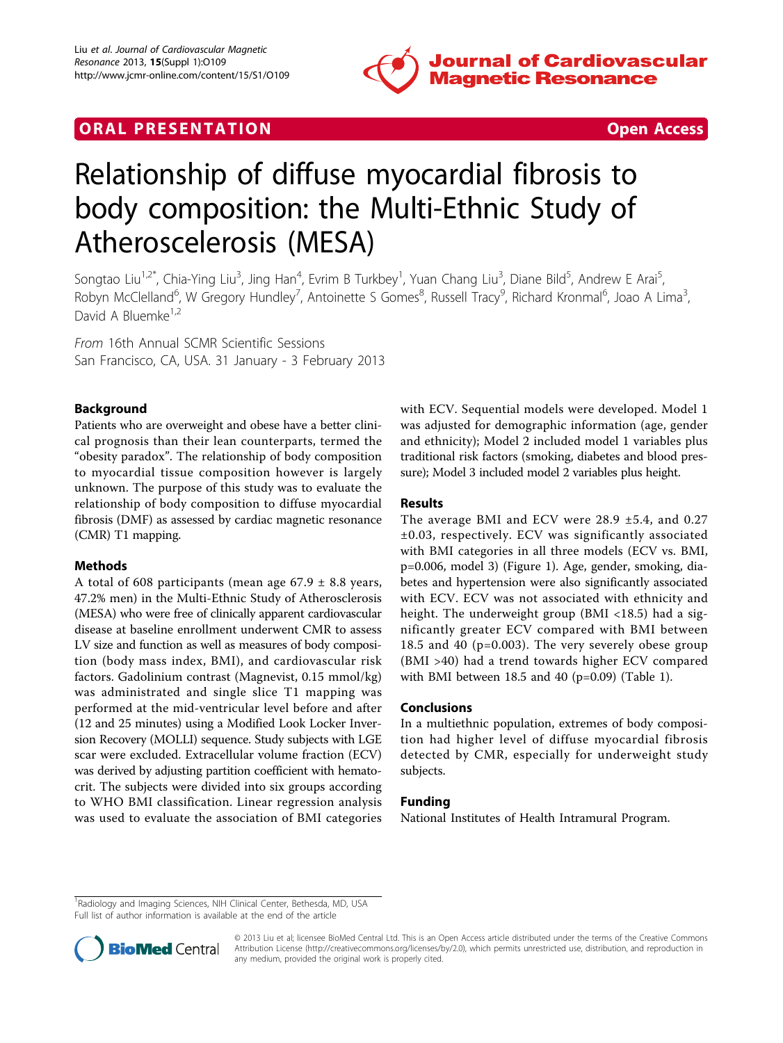ORAL PRESENTATION

Open Access

# Relationship of diffuse myocardial fibrosis to body composition: the Multi-Ethnic Study of Atheroscelerosis (MESA)

Songtao Liu[1,2*], Chia-Ying Liu[3], Jing Han[4], Evrim B Turkbey[1], Yuan Chang Liu[3], Diane Bild[5], Andrew E Arai[5], Robyn McClelland[6], W Gregory Hundley[7], Antoinette S Gomes[8], Russell Tracy[9], Richard Kronmal[6], Joao A Lima[3], David A Bluemke[1,2]

*From* 16th Annual SCMR Scientific Sessions
San Francisco, CA, USA. 31 January - 3 February 2013

## Background

Patients who are overweight and obese have a better clinical prognosis than their lean counterparts, termed the "obesity paradox". The relationship of body composition to myocardial tissue composition however is largely unknown. The purpose of this study was to evaluate the relationship of body composition to diffuse myocardial fibrosis (DMF) as assessed by cardiac magnetic resonance (CMR) T1 mapping.

## Methods

A total of 608 participants (mean age 67.9 ± 8.8 years, 47.2% men) in the Multi-Ethnic Study of Atherosclerosis (MESA) who were free of clinically apparent cardiovascular disease at baseline enrollment underwent CMR to assess LV size and function as well as measures of body composition (body mass index, BMI), and cardiovascular risk factors. Gadolinium contrast (Magnevist, 0.15 mmol/kg) was administrated and single slice T1 mapping was performed at the mid-ventricular level before and after (12 and 25 minutes) using a Modified Look Locker Inversion Recovery (MOLLI) sequence. Study subjects with LGE scar were excluded. Extracellular volume fraction (ECV) was derived by adjusting partition coefficient with hematocrit. The subjects were divided into six groups according to WHO BMI classification. Linear regression analysis was used to evaluate the association of BMI categories with ECV. Sequential models were developed. Model 1 was adjusted for demographic information (age, gender and ethnicity); Model 2 included model 1 variables plus traditional risk factors (smoking, diabetes and blood pressure); Model 3 included model 2 variables plus height.

## Results

The average BMI and ECV were 28.9 ±5.4, and 0.27 ±0.03, respectively. ECV was significantly associated with BMI categories in all three models (ECV vs. BMI, p=0.006, model 3) (Figure 1). Age, gender, smoking, diabetes and hypertension were also significantly associated with ECV. ECV was not associated with ethnicity and height. The underweight group (BMI <18.5) had a significantly greater ECV compared with BMI between 18.5 and 40 (p=0.003). The very severely obese group (BMI >40) had a trend towards higher ECV compared with BMI between 18.5 and 40 (p=0.09) (Table 1).

## Conclusions

In a multiethnic population, extremes of body composition had higher level of diffuse myocardial fibrosis detected by CMR, especially for underweight study subjects.

## Funding

National Institutes of Health Intramural Program.

[1]Radiology and Imaging Sciences, NIH Clinical Center, Bethesda, MD, USA
Full list of author information is available at the end of the article

© 2013 Liu et al; licensee BioMed Central Ltd. This is an Open Access article distributed under the terms of the Creative Commons Attribution License (http://creativecommons.org/licenses/by/2.0), which permits unrestricted use, distribution, and reproduction in any medium, provided the original work is properly cited.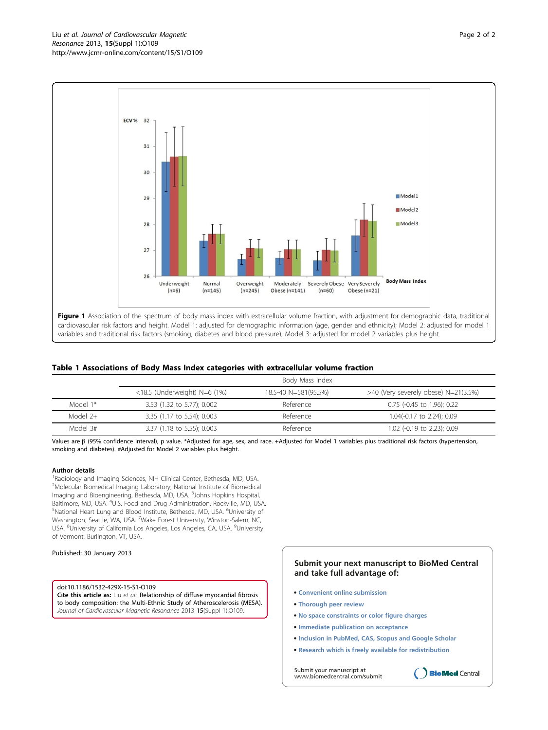ECV % 32

31

30

29

28

27

26

Underweight (n=6)

Normal (n=145)

Overweight (n=245)

Moderately Obese (n=141)

Severely Obese (n=60)

Very Severely Obese (n=21)

Body Mass Index

Model1

Model2

Model3

**Figure 1** Association of the spectrum of body mass index with extracellular volume fraction, with adjustment for demographic data, traditional cardiovascular risk factors and height. Model 1: adjusted for demographic information (age, gender and ethnicity); Model 2: adjusted for model 1 variables and traditional risk factors (smoking, diabetes and blood pressure); Model 3: adjusted for model 2 variables plus height.

**Table 1 Associations of Body Mass Index categories with extracellular volume fraction**

| | Body Mass Index | | |
|---|---|---|---|
| | <18.5 (Underweight) N=6 (1%) | 18.5-40 N=581(95.5%) | >40 (Very severely obese) N=21(3.5%) |
| Model 1* | 3.53 (1.32 to 5.77); 0.002 | Reference | 0.75 (-0.45 to 1.96); 0.22 |
| Model 2+ | 3.35 (1.17 to 5.54); 0.003 | Reference | 1.04(-0.17 to 2.24); 0.09 |
| Model 3# | 3.37 (1.18 to 5.55); 0.003 | Reference | 1.02 (-0.19 to 2.23); 0.09 |

Values are β (95% confidence interval), p value. *Adjusted for age, sex, and race. +Adjusted for Model 1 variables plus traditional risk factors (hypertension, smoking and diabetes). #Adjusted for Model 2 variables plus height.

#### Author details

[1]Radiology and Imaging Sciences, NIH Clinical Center, Bethesda, MD, USA. [2]Molecular Biomedical Imaging Laboratory, National Institute of Biomedical Imaging and Bioengineering, Bethesda, MD, USA. [3]Johns Hopkins Hospital, Baltimore, MD, USA. [4]U.S. Food and Drug Administration, Rockville, MD, USA. [5]National Heart Lung and Blood Institute, Bethesda, MD, USA. [6]University of Washington, Seattle, WA, USA. [7]Wake Forest University, Winston-Salem, NC, USA. [8]University of California Los Angeles, Los Angeles, CA, USA. [9]University of Vermont, Burlington, VT, USA.

Published: 30 January 2013

doi:10.1186/1532-429X-15-S1-O109

**Cite this article as:** Liu *et al.*: Relationship of diffuse myocardial fibrosis to body composition: the Multi-Ethnic Study of Atherosclerosis (MESA). *Journal of Cardiovascular Magnetic Resonance* 2013 **15**(Suppl 1):O109.

**Submit your next manuscript to BioMed Central and take full advantage of:**

- **Convenient online submission**
- **Thorough peer review**
- **No space constraints or color figure charges**
- **Immediate publication on acceptance**
- **Inclusion in PubMed, CAS, Scopus and Google Scholar**
- **Research which is freely available for redistribution**

Submit your manuscript at www.biomedcentral.com/submit

BioMed Central